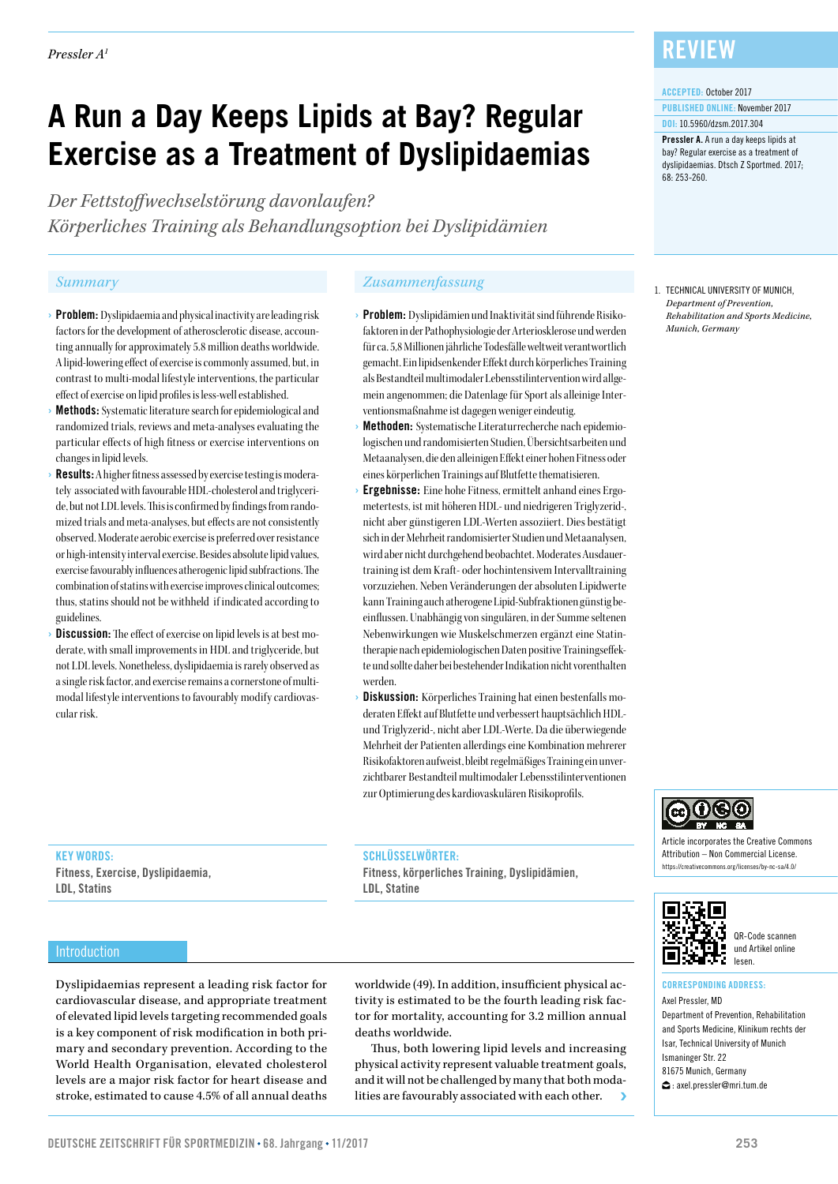Pressler A[1]

REVIEW

ACCEPTED: October 2017
PUBLISHED ONLINE: November 2017
DOI: 10.5960/dzsm.2017.304

**Pressler A.** A run a day keeps lipids at bay? Regular exercise as a treatment of dyslipidaemias. Dtsch Z Sportmed. 2017; 68: 253-260.

# A Run a Day Keeps Lipids at Bay? Regular Exercise as a Treatment of Dyslipidaemias

*Der Fettstoffwechselstörung davonlaufen? Körperliches Training als Behandlungsoption bei Dyslipidämien*

1. TECHNICAL UNIVERSITY OF MUNICH, *Department of Prevention, Rehabilitation and Sports Medicine, Munich, Germany*

## Summary

- **Problem:** Dyslipidaemia and physical inactivity are leading risk factors for the development of atherosclerotic disease, accounting annually for approximately 5.8 million deaths worldwide. A lipid-lowering effect of exercise is commonly assumed, but, in contrast to multi-modal lifestyle interventions, the particular effect of exercise on lipid profiles is less-well established.
- **Methods:** Systematic literature search for epidemiological and randomized trials, reviews and meta-analyses evaluating the particular effects of high fitness or exercise interventions on changes in lipid levels.
- **Results:** A higher fitness assessed by exercise testing is moderately associated with favourable HDL-cholesterol and triglyceride, but not LDL levels. This is confirmed by findings from randomized trials and meta-analyses, but effects are not consistently observed. Moderate aerobic exercise is preferred over resistance or high-intensity interval exercise. Besides absolute lipid values, exercise favourably influences atherogenic lipid subfractions. The combination of statins with exercise improves clinical outcomes; thus, statins should not be withheld if indicated according to guidelines.
- **Discussion:** The effect of exercise on lipid levels is at best moderate, with small improvements in HDL and triglyceride, but not LDL levels. Nonetheless, dyslipidaemia is rarely observed as a single risk factor, and exercise remains a cornerstone of multi-modal lifestyle interventions to favourably modify cardiovascular risk.

**KEY WORDS:**
Fitness, Exercise, Dyslipidaemia, LDL, Statins

## Zusammenfassung

- **Problem:** Dyslipidämien und Inaktivität sind führende Risikofaktoren in der Pathophysiologie der Arteriosklerose und werden für ca. 5,8 Millionen jährliche Todesfälle weltweit verantwortlich gemacht. Ein lipidsenkender Effekt durch körperliches Training als Bestandteil multimodaler Lebensstilintervention wird allgemein angenommen; die Datenlage für Sport als alleinige Interventionsmaßnahme ist dagegen weniger eindeutig.
- **Methoden:** Systematische Literaturrecherche nach epidemiologischen und randomisierten Studien, Übersichtsarbeiten und Metaanalysen, die den alleinigen Effekt einer hohen Fitness oder eines körperlichen Trainings auf Blutfette thematisieren.
- **Ergebnisse:** Eine hohe Fitness, ermittelt anhand eines Ergometertests, ist mit höheren HDL- und niedrigeren Triglyzerid-, nicht aber günstigeren LDL-Werten assoziiert. Dies bestätigt sich in der Mehrheit randomisierter Studien und Metaanalysen, wird aber nicht durchgehend beobachtet. Moderates Ausdauertraining ist dem Kraft- oder hochintensivem Intervalltraining vorzuziehen. Neben Veränderungen der absoluten Lipidwerte kann Training auch atherogene Lipid-Subfraktionen günstig beeinflussen. Unabhängig von singulären, in der Summe seltenen Nebenwirkungen wie Muskelschmerzen ergänzt eine Statintherapie nach epidemiologischen Daten positive Trainingseffekte und sollte daher bei bestehender Indikation nicht vorenthalten werden.
- **Diskussion:** Körperliches Training hat einen bestenfalls moderaten Effekt auf Blutfette und verbessert hauptsächlich HDL- und Triglyzerid-, nicht aber LDL-Werte. Da die überwiegende Mehrheit der Patienten allerdings eine Kombination mehrerer Risikofaktoren aufweist, bleibt regelmäßiges Training ein unverzichtbarer Bestandteil multimodaler Lebensstilinterventionen zur Optimierung des kardiovaskulären Risikoprofils.

**SCHLÜSSELWÖRTER:**
Fitness, körperliches Training, Dyslipidämien, LDL, Statine

Article incorporates the Creative Commons Attribution – Non Commercial License. https://creativecommons.org/licenses/by-nc-sa/4.0/

QR-Code scannen und Artikel online lesen.

**CORRESPONDING ADDRESS:**
Axel Pressler, MD
Department of Prevention, Rehabilitation and Sports Medicine, Klinikum rechts der Isar, Technical University of Munich
Ismaninger Str. 22
81675 Munich, Germany
: axel.pressler@mri.tum.de

## Introduction

Dyslipidaemias represent a leading risk factor for cardiovascular disease, and appropriate treatment of elevated lipid levels targeting recommended goals is a key component of risk modification in both primary and secondary prevention. According to the World Health Organisation, elevated cholesterol levels are a major risk factor for heart disease and stroke, estimated to cause 4.5% of all annual deaths worldwide (49). In addition, insufficient physical activity is estimated to be the fourth leading risk factor for mortality, accounting for 3.2 million annual deaths worldwide.

Thus, both lowering lipid levels and increasing physical activity represent valuable treatment goals, and it will not be challenged by many that both modalities are favourably associated with each other.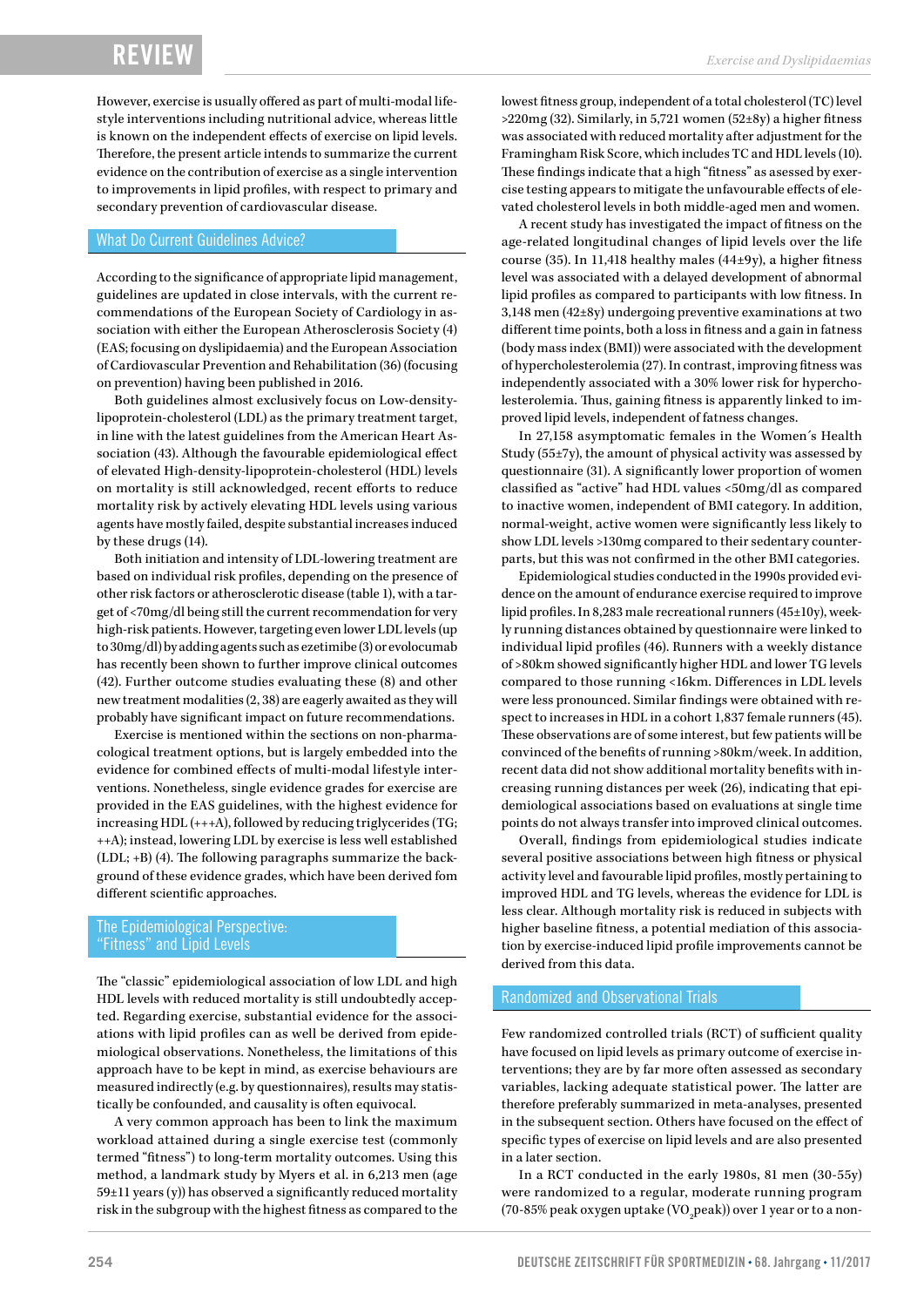However, exercise is usually offered as part of multi-modal lifestyle interventions including nutritional advice, whereas little is known on the independent effects of exercise on lipid levels. Therefore, the present article intends to summarize the current evidence on the contribution of exercise as a single intervention to improvements in lipid profiles, with respect to primary and secondary prevention of cardiovascular disease.

## What Do Current Guidelines Advice?

According to the significance of appropriate lipid management, guidelines are updated in close intervals, with the current recommendations of the European Society of Cardiology in association with either the European Atherosclerosis Society (4) (EAS; focusing on dyslipidaemia) and the European Association of Cardiovascular Prevention and Rehabilitation (36) (focusing on prevention) having been published in 2016.

Both guidelines almost exclusively focus on Low-density-lipoprotein-cholesterol (LDL) as the primary treatment target, in line with the latest guidelines from the American Heart Association (43). Although the favourable epidemiological effect of elevated High-density-lipoprotein-cholesterol (HDL) levels on mortality is still acknowledged, recent efforts to reduce mortality risk by actively elevating HDL levels using various agents have mostly failed, despite substantial increases induced by these drugs (14).

Both initiation and intensity of LDL-lowering treatment are based on individual risk profiles, depending on the presence of other risk factors or atherosclerotic disease (table 1), with a target of <70mg/dl being still the current recommendation for very high-risk patients. However, targeting even lower LDL levels (up to 30mg/dl) by adding agents such as ezetimibe (3) or evolocumab has recently been shown to further improve clinical outcomes (42). Further outcome studies evaluating these (8) and other new treatment modalities (2, 38) are eagerly awaited as they will probably have significant impact on future recommendations.

Exercise is mentioned within the sections on non-pharmacological treatment options, but is largely embedded into the evidence for combined effects of multi-modal lifestyle interventions. Nonetheless, single evidence grades for exercise are provided in the EAS guidelines, with the highest evidence for increasing HDL (+++A), followed by reducing triglycerides (TG; ++A); instead, lowering LDL by exercise is less well established (LDL; +B) (4). The following paragraphs summarize the background of these evidence grades, which have been derived fom different scientific approaches.

## The Epidemiological Perspective: "Fitness" and Lipid Levels

The "classic" epidemiological association of low LDL and high HDL levels with reduced mortality is still undoubtedly accepted. Regarding exercise, substantial evidence for the associations with lipid profiles can as well be derived from epidemiological observations. Nonetheless, the limitations of this approach have to be kept in mind, as exercise behaviours are measured indirectly (e.g. by questionnaires), results may statistically be confounded, and causality is often equivocal.

A very common approach has been to link the maximum workload attained during a single exercise test (commonly termed "fitness") to long-term mortality outcomes. Using this method, a landmark study by Myers et al. in 6,213 men (age 59±11 years (y)) has observed a significantly reduced mortality risk in the subgroup with the highest fitness as compared to the lowest fitness group, independent of a total cholesterol (TC) level >220mg (32). Similarly, in 5,721 women (52±8y) a higher fitness was associated with reduced mortality after adjustment for the Framingham Risk Score, which includes TC and HDL levels (10). These findings indicate that a high "fitness" as asessed by exercise testing appears to mitigate the unfavourable effects of elevated cholesterol levels in both middle-aged men and women.

A recent study has investigated the impact of fitness on the age-related longitudinal changes of lipid levels over the life course (35). In 11,418 healthy males (44±9y), a higher fitness level was associated with a delayed development of abnormal lipid profiles as compared to participants with low fitness. In 3,148 men (42±8y) undergoing preventive examinations at two different time points, both a loss in fitness and a gain in fatness (body mass index (BMI)) were associated with the development of hypercholesterolemia (27). In contrast, improving fitness was independently associated with a 30% lower risk for hypercholesterolemia. Thus, gaining fitness is apparently linked to improved lipid levels, independent of fatness changes.

In 27,158 asymptomatic females in the Women´s Health Study (55±7y), the amount of physical activity was assessed by questionnaire (31). A significantly lower proportion of women classified as "active" had HDL values <50mg/dl as compared to inactive women, independent of BMI category. In addition, normal-weight, active women were significantly less likely to show LDL levels >130mg compared to their sedentary counterparts, but this was not confirmed in the other BMI categories.

Epidemiological studies conducted in the 1990s provided evidence on the amount of endurance exercise required to improve lipid profiles. In 8,283 male recreational runners (45±10y), weekly running distances obtained by questionnaire were linked to individual lipid profiles (46). Runners with a weekly distance of >80km showed significantly higher HDL and lower TG levels compared to those running <16km. Differences in LDL levels were less pronounced. Similar findings were obtained with respect to increases in HDL in a cohort 1,837 female runners (45). These observations are of some interest, but few patients will be convinced of the benefits of running >80km/week. In addition, recent data did not show additional mortality benefits with increasing running distances per week (26), indicating that epidemiological associations based on evaluations at single time points do not always transfer into improved clinical outcomes.

Overall, findings from epidemiological studies indicate several positive associations between high fitness or physical activity level and favourable lipid profiles, mostly pertaining to improved HDL and TG levels, whereas the evidence for LDL is less clear. Although mortality risk is reduced in subjects with higher baseline fitness, a potential mediation of this association by exercise-induced lipid profile improvements cannot be derived from this data.

## Randomized and Observational Trials

Few randomized controlled trials (RCT) of sufficient quality have focused on lipid levels as primary outcome of exercise interventions; they are by far more often assessed as secondary variables, lacking adequate statistical power. The latter are therefore preferably summarized in meta-analyses, presented in the subsequent section. Others have focused on the effect of specific types of exercise on lipid levels and are also presented in a later section.

In a RCT conducted in the early 1980s, 81 men (30-55y) were randomized to a regular, moderate running program (70-85% peak oxygen uptake ($VO_2peak$)) over 1 year or to a non-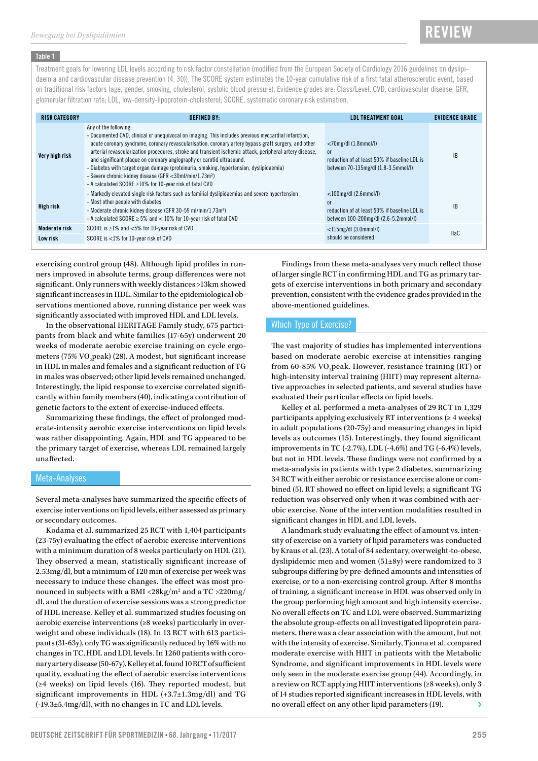**Table 1**

Treatment goals for lowering LDL levels according to risk factor constellation (modified from the European Society of Cardiology 2016 guidelines on dyslipidaemia and cardiovascular disease prevention (4, 30)). The SCORE system estimates the 10-year cumulative risk of a first fatal atherosclerotic event, based on traditional risk factors (age, gender, smoking, cholesterol, systolic blood pressure). Evidence grades are: Class/Level. CVD, cardiovascular disease; GFR, glomerular filtration rate; LDL, low-density-lipoprotein-cholesterol; SCORE, systematic coronary risk estimation.

| RISK CATEGORY | DEFINED BY: | LDL TREATMENT GOAL | EVIDENCE GRADE |
|---|---|---|---|
| **Very high risk** | Any of the following:<br>- Documented CVD, clinical or unequivocal on imaging. This includes previous myocardial infarction, acute coronary syndrome, coronary revascularisation, coronary artery bypass graft surgery, and other arterial revascularization procedures, stroke and transient ischemic attack, peripheral artery disease, and significant plaque on coronary angiography or carotid ultrasound.<br>- Diabetes with target organ damage (proteinuria, smoking, hypertension, dyslipidaemia)<br>- Severe chronic kidney disease (GFR <30ml/min/1.73m²)<br>- A calculated SCORE ≥10% for 10-year risk of fatal CVD | <70mg/dl (1.8mmol/l)<br>or<br>reduction of at least 50% if baseline LDL is between 70-135mg/dl (1.8-3.5mmol/l) | IB |
| **High risk** | - Markedly elevated single risk factors such as familial dyslipidaemias and severe hypertension<br>- Most other people with diabetes<br>- Moderate chronic kidney disease (GFR 30-59 ml/min/1.73m²)<br>- A calculated SCORE ≥ 5% and < 10% for 10-year risk of fatal CVD | <100mg/dl (2.6mmol/l)<br>or<br>reduction of at least 50% if baseline LDL is between 100-200mg/dl (2.6-5.2mmol/l) | IB |
| **Moderate risk** | SCORE is ≥1% and <5% for 10-year risk of CVD | <115mg/dl (3.0mmol/l)<br>should be considered | IIaC |
| **Low risk** | SCORE is <1% for 10-year risk of CVD | | |

exercising control group (48). Although lipid profiles in runners improved in absolute terms, group differences were not significant. Only runners with weekly distances >13km showed significant increases in HDL. Similar to the epidemiological observations mentioned above, running distance per week was significantly associated with improved HDL and LDL levels.

In the observational HERITAGE Family study, 675 participants from black and white families (17-65y) underwent 20 weeks of moderate aerobic exercise training on cycle ergometers (75% $VO_2$peak) (28). A modest, but significant increase in HDL in males and females and a significant reduction of TG in males was observed; other lipid levels remained unchanged. Interestingly, the lipid response to exercise correlated significantly within family members (40), indicating a contribution of genetic factors to the extent of exercise-induced effects.

Summarizing these findings, the effect of prolonged moderate-intensity aerobic exercise interventions on lipid levels was rather disappointing. Again, HDL and TG appeared to be the primary target of exercise, whereas LDL remained largely unaffected.

## Meta-Analyses

Several meta-analyses have summarized the specific effects of exercise interventions on lipid levels, either assessed as primary or secondary outcomes.

Kodama et al. summarized 25 RCT with 1,404 participants (23-75y) evaluating the effect of aerobic exercise interventions with a minimum duration of 8 weeks particularly on HDL (21). They observed a mean, statistically significant increase of 2.53mg/dl, but a minimum of 120 min of exercise per week was necessary to induce these changes. The effect was most pronounced in subjects with a BMI <28kg/m² and a TC >220mg/dl, and the duration of exercise sessions was a strong predictor of HDL increase. Kelley et al. summarized studies focusing on aerobic exercise interventions (≥8 weeks) particularly in overweight and obese individuals (18). In 13 RCT with 613 participants (31-63y), only TG was significantly reduced by 16% with no changes in TC, HDL and LDL levels. In 1260 patients with coronary artery disease (50-67y), Kelley et al. found 10 RCT of sufficient quality, evaluating the effect of aerobic exercise interventions (≥4 weeks) on lipid levels (16). They reported modest, but significant improvements in HDL (+3.7±1.3mg/dl) and TG (-19.3±5.4mg/dl), with no changes in TC and LDL levels.

Findings from these meta-analyses very much reflect those of larger single RCT in confirming HDL and TG as primary targets of exercise interventions in both primary and secondary prevention, consistent with the evidence grades provided in the above-mentioned guidelines.

## Which Type of Exercise?

The vast majority of studies has implemented interventions based on moderate aerobic exercise at intensities ranging from 60-85% $VO_2$peak. However, resistance training (RT) or high-intensity interval training (HIIT) may represent alternative approaches in selected patients, and several studies have evaluated their particular effects on lipid levels.

Kelley et al. performed a meta-analyses of 29 RCT in 1,329 participants applying exclusively RT interventions (≥ 4 weeks) in adult populations (20-75y) and measuring changes in lipid levels as outcomes (15). Interestingly, they found significant improvements in TC (-2.7%), LDL (-4.6%) and TG (-6.4%) levels, but not in HDL levels. These findings were not confirmed by a meta-analysis in patients with type 2 diabetes, summarizing 34 RCT with either aerobic or resistance exercise alone or combined (5). RT showed no effect on lipid levels; a significant TG reduction was observed only when it was combined with aerobic exercise. None of the intervention modalities resulted in significant changes in HDL and LDL levels.

A landmark study evaluating the effect of amount vs. intensity of exercise on a variety of lipid parameters was conducted by Kraus et al. (23). A total of 84 sedentary, overweight-to-obese, dyslipidemic men and women (51±8y) were randomized to 3 subgroups differing by pre-defined amounts and intensities of exercise, or to a non-exercising control group. After 8 months of training, a significant increase in HDL was observed only in the group performing high amount and high intensity exercise. No overall effects on TC and LDL were observed. Summarizing the absolute group-effects on all investigated lipoprotein parameters, there was a clear association with the amount, but not with the intensity of exercise. Similarly, Tjonna et al. compared moderate exercise with HIIT in patients with the Metabolic Syndrome, and significant improvements in HDL levels were only seen in the moderate exercise group (44). Accordingly, in a review on RCT applying HIIT interventions (≥8 weeks), only 3 of 14 studies reported significant increases in HDL levels, with no overall effect on any other lipid parameters (19).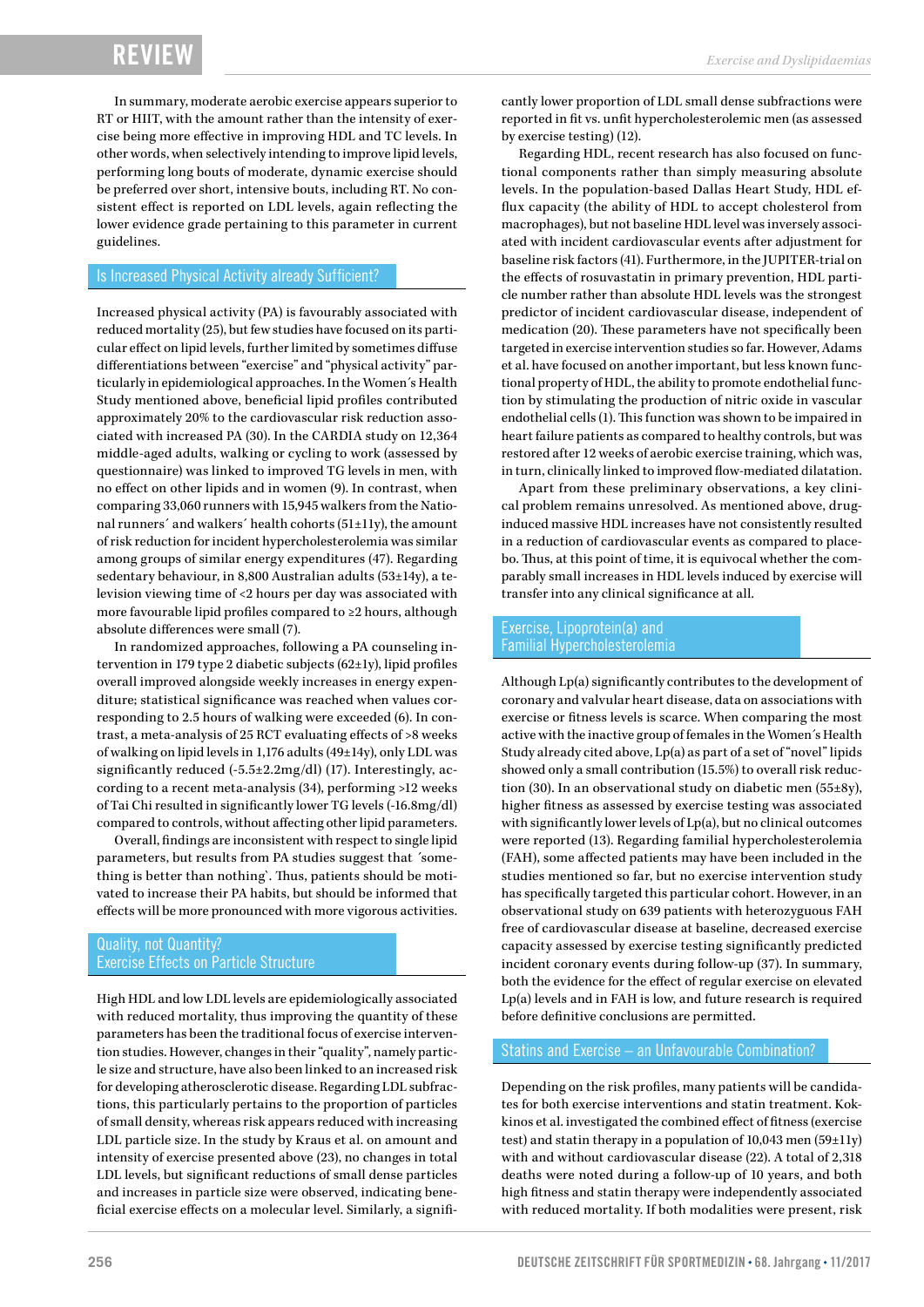In summary, moderate aerobic exercise appears superior to RT or HIIT, with the amount rather than the intensity of exercise being more effective in improving HDL and TC levels. In other words, when selectively intending to improve lipid levels, performing long bouts of moderate, dynamic exercise should be preferred over short, intensive bouts, including RT. No consistent effect is reported on LDL levels, again reflecting the lower evidence grade pertaining to this parameter in current guidelines.

## Is Increased Physical Activity already Sufficient?

Increased physical activity (PA) is favourably associated with reduced mortality (25), but few studies have focused on its particular effect on lipid levels, further limited by sometimes diffuse differentiations between "exercise" and "physical activity" particularly in epidemiological approaches. In the Women´s Health Study mentioned above, beneficial lipid profiles contributed approximately 20% to the cardiovascular risk reduction associated with increased PA (30). In the CARDIA study on 12,364 middle-aged adults, walking or cycling to work (assessed by questionnaire) was linked to improved TG levels in men, with no effect on other lipids and in women (9). In contrast, when comparing 33,060 runners with 15,945 walkers from the National runners´ and walkers´ health cohorts (51±11y), the amount of risk reduction for incident hypercholesterolemia was similar among groups of similar energy expenditures (47). Regarding sedentary behaviour, in 8,800 Australian adults (53±14y), a television viewing time of <2 hours per day was associated with more favourable lipid profiles compared to ≥2 hours, although absolute differences were small (7).

In randomized approaches, following a PA counseling intervention in 179 type 2 diabetic subjects (62±1y), lipid profiles overall improved alongside weekly increases in energy expenditure; statistical significance was reached when values corresponding to 2.5 hours of walking were exceeded (6). In contrast, a meta-analysis of 25 RCT evaluating effects of >8 weeks of walking on lipid levels in 1,176 adults (49±14y), only LDL was significantly reduced (-5.5±2.2mg/dl) (17). Interestingly, according to a recent meta-analysis (35), performing >12 weeks of Tai Chi resulted in significantly lower TG levels (-16.8mg/dl) compared to controls, without affecting other lipid parameters.

Overall, findings are inconsistent with respect to single lipid parameters, but results from PA studies suggest that ´something is better than nothing`. Thus, patients should be motivated to increase their PA habits, but should be informed that effects will be more pronounced with more vigorous activities.

## Quality, not Quantity? Exercise Effects on Particle Structure

High HDL and low LDL levels are epidemiologically associated with reduced mortality, thus improving the quantity of these parameters has been the traditional focus of exercise intervention studies. However, changes in their "quality", namely particle size and structure, have also been linked to an increased risk for developing atherosclerotic disease. Regarding LDL subfractions, this particularly pertains to the proportion of particles of small density, whereas risk appears reduced with increasing LDL particle size. In the study by Kraus et al. on amount and intensity of exercise presented above (23), no changes in total LDL levels, but significant reductions of small dense particles and increases in particle size were observed, indicating beneficial exercise effects on a molecular level. Similarly, a significantly lower proportion of LDL small dense subfractions were reported in fit vs. unfit hypercholesterolemic men (as assessed by exercise testing) (12).

Regarding HDL, recent research has also focused on functional components rather than simply measuring absolute levels. In the population-based Dallas Heart Study, HDL efflux capacity (the ability of HDL to accept cholesterol from macrophages), but not baseline HDL level was inversely associated with incident cardiovascular events after adjustment for baseline risk factors (41). Furthermore, in the JUPITER-trial on the effects of rosuvastatin in primary prevention, HDL particle number rather than absolute HDL levels was the strongest predictor of incident cardiovascular disease, independent of medication (20). These parameters have not specifically been targeted in exercise intervention studies so far. However, Adams et al. have focused on another important, but less known functional property of HDL, the ability to promote endothelial function by stimulating the production of nitric oxide in vascular endothelial cells (1). This function was shown to be impaired in heart failure patients as compared to healthy controls, but was restored after 12 weeks of aerobic exercise training, which was, in turn, clinically linked to improved flow-mediated dilatation.

Apart from these preliminary observations, a key clinical problem remains unresolved. As mentioned above, drug-induced massive HDL increases have not consistently resulted in a reduction of cardiovascular events as compared to placebo. Thus, at this point of time, it is equivocal whether the comparably small increases in HDL levels induced by exercise will transfer into any clinical significance at all.

## Exercise, Lipoprotein(a) and Familial Hypercholesterolemia

Although Lp(a) significantly contributes to the development of coronary and valvular heart disease, data on associations with exercise or fitness levels is scarce. When comparing the most active with the inactive group of females in the Women´s Health Study already cited above, Lp(a) as part of a set of "novel" lipids showed only a small contribution (15.5%) to overall risk reduction (30). In an observational study on diabetic men (55±8y), higher fitness as assessed by exercise testing was associated with significantly lower levels of Lp(a), but no clinical outcomes were reported (13). Regarding familial hypercholesterolemia (FAH), some affected patients may have been included in the studies mentioned so far, but no exercise intervention study has specifically targeted this particular cohort. However, in an observational study on 639 patients with heterozygous FAH free of cardiovascular disease at baseline, decreased exercise capacity assessed by exercise testing significantly predicted incident coronary events during follow-up (37). In summary, both the evidence for the effect of regular exercise on elevated Lp(a) levels and in FAH is low, and future research is required before definitive conclusions are permitted.

## Statins and Exercise – an Unfavourable Combination?

Depending on the risk profiles, many patients will be candidates for both exercise interventions and statin treatment. Kokkinos et al. investigated the combined effect of fitness (exercise test) and statin therapy in a population of 10,043 men (59±11y) with and without cardiovascular disease (22). A total of 2,318 deaths were noted during a follow-up of 10 years, and both high fitness and statin therapy were independently associated with reduced mortality. If both modalities were present, risk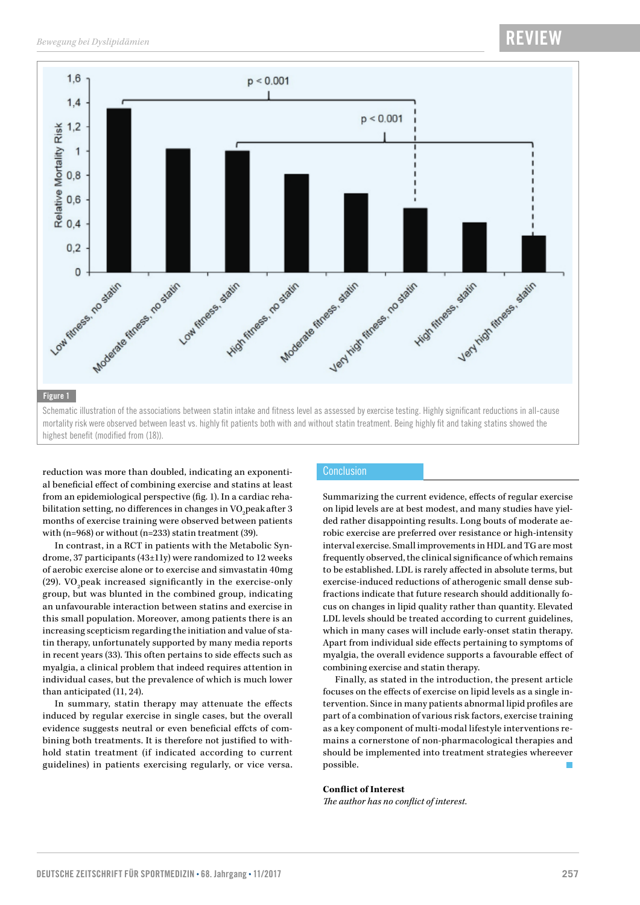Figure 1

Schematic illustration of the associations between statin intake and fitness level as assessed by exercise testing. Highly significant reductions in all-cause mortality risk were observed between least vs. highly fit patients both with and without statin treatment. Being highly fit and taking statins showed the highest benefit (modified from (18)).

reduction was more than doubled, indicating an exponential beneficial effect of combining exercise and statins at least from an epidemiological perspective (fig. 1). In a cardiac rehabilitation setting, no differences in changes in $VO_2$peak after 3 months of exercise training were observed between patients with (n=968) or without (n=233) statin treatment (39).

In contrast, in a RCT in patients with the Metabolic Syndrome, 37 participants (43±11y) were randomized to 12 weeks of aerobic exercise alone or to exercise and simvastatin 40mg (29). $VO_2$peak increased significantly in the exercise-only group, but was blunted in the combined group, indicating an unfavourable interaction between statins and exercise in this small population. Moreover, among patients there is an increasing scepticism regarding the initiation and value of statin therapy, unfortunately supported by many media reports in recent years (33). This often pertains to side effects such as myalgia, a clinical problem that indeed requires attention in individual cases, but the prevalence of which is much lower than anticipated (11, 24).

In summary, statin therapy may attenuate the effects induced by regular exercise in single cases, but the overall evidence suggests neutral or even beneficial effcts of combining both treatments. It is therefore not justified to withhold statin treatment (if indicated according to current guidelines) in patients exercising regularly, or vice versa.

## Conclusion

Summarizing the current evidence, effects of regular exercise on lipid levels are at best modest, and many studies have yielded rather disappointing results. Long bouts of moderate aerobic exercise are preferred over resistance or high-intensity interval exercise. Small improvements in HDL and TG are most frequently observed, the clinical significance of which remains to be established. LDL is rarely affected in absolute terms, but exercise-induced reductions of atherogenic small dense subfractions indicate that future research should additionally focus on changes in lipid quality rather than quantity. Elevated LDL levels should be treated according to current guidelines, which in many cases will include early-onset statin therapy. Apart from individual side effects pertaining to symptoms of myalgia, the overall evidence supports a favourable effect of combining exercise and statin therapy.

Finally, as stated in the introduction, the present article focuses on the effects of exercise on lipid levels as a single intervention. Since in many patients abnormal lipid profiles are part of a combination of various risk factors, exercise training as a key component of multi-modal lifestyle interventions remains a cornerstone of non-pharmacological therapies and should be implemented into treatment strategies whereever possible.

**Conflict of Interest**

*The author has no conflict of interest.*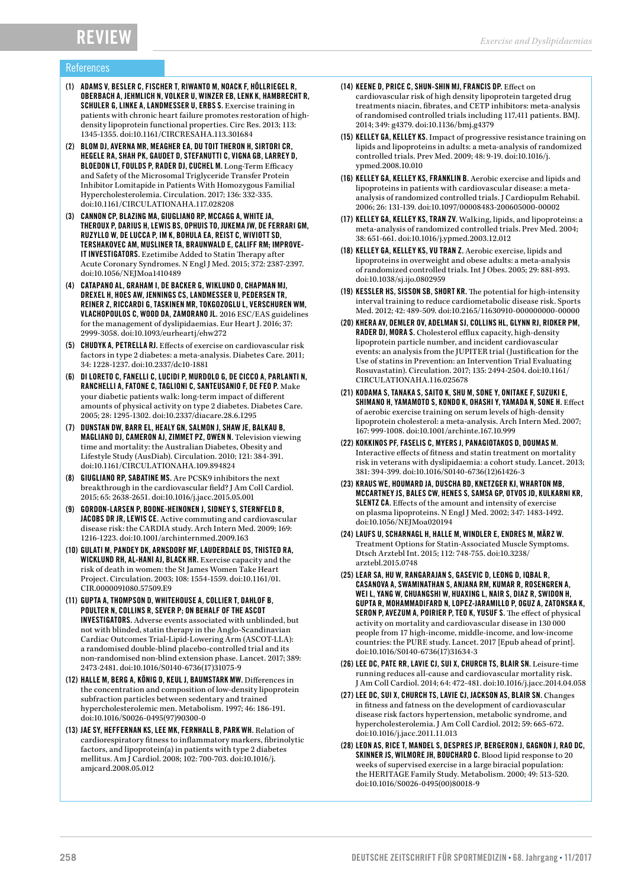## References

(1) **ADAMS V, BESLER C, FISCHER T, RIWANTO M, NOACK F, HÖLLRIEGEL R, OBERBACH A, JEHMLICH N, VOLKER U, WINZER EB, LENK K, HAMBRECHT R, SCHULER G, LINKE A, LANDMESSER U, ERBS S.** Exercise training in patients with chronic heart failure promotes restoration of high-density lipoprotein functional properties. Circ Res. 2013; 113: 1345-1355. doi:10.1161/CIRCRESAHA.113.301684

(2) **BLOM DJ, AVERNA MR, MEAGHER EA, DU TOIT THERON H, SIRTORI CR, HEGELE RA, SHAH PK, GAUDET D, STEFANUTTI C, VIGNA GB, LARREY D, BLOEDON LT, FOULDS P, RADER DJ, CUCHEL M.** Long-Term Efficacy and Safety of the Microsomal Triglyceride Transfer Protein Inhibitor Lomitapide in Patients With Homozygous Familial Hypercholesterolemia. Circulation. 2017; 136: 332-335. doi:10.1161/CIRCULATIONAHA.117.028208

(3) **CANNON CP, BLAZING MA, GIUGLIANO RP, MCCAGG A, WHITE JA, THEROUX P, DARIUS H, LEWIS BS, OPHUIS TO, JUKEMA JW, DE FERRARI GM, RUZYLLO W, DE LUCCA P, IM K, BOHULA EA, REIST C, WIVIOTT SD, TERSHAKOVEC AM, MUSLINER TA, BRAUNWALD E, CALIFF RM; IMPROVE-IT INVESTIGATORS.** Ezetimibe Added to Statin Therapy after Acute Coronary Syndromes. N Engl J Med. 2015; 372: 2387-2397. doi:10.1056/NEJMoa1410489

(4) **CATAPANO AL, GRAHAM I, DE BACKER G, WIKLUND O, CHAPMAN MJ, DREXEL H, HOES AW, JENNINGS CS, LANDMESSER U, PEDERSEN TR, REINER Z, RICCARDI G, TASKINEN MR, TOKGOZOGLU L, VERSCHUREN WM, VLACHOPOULOS C, WOOD DA, ZAMORANO JL.** 2016 ESC/EAS guidelines for the management of dyslipidaemias. Eur Heart J. 2016; 37: 2999-3058. doi:10.1093/eurheartj/ehw272

(5) **CHUDYK A, PETRELLA RJ.** Effects of exercise on cardiovascular risk factors in type 2 diabetes: a meta-analysis. Diabetes Care. 2011; 34: 1228-1237. doi:10.2337/dc10-1881

(6) **DI LORETO C, FANELLI C, LUCIDI P, MURDOLO G, DE CICCO A, PARLANTI N, RANCHELLI A, FATONE C, TAGLIONI C, SANTEUSANIO F, DE FEO P.** Make your diabetic patients walk: long-term impact of different amounts of physical activity on type 2 diabetes. Diabetes Care. 2005; 28: 1295-1302. doi:10.2337/diacare.28.6.1295

(7) **DUNSTAN DW, BARR EL, HEALY GN, SALMON J, SHAW JE, BALKAU B, MAGLIANO DJ, CAMERON AJ, ZIMMET PZ, OWEN N.** Television viewing time and mortality: the Australian Diabetes, Obesity and Lifestyle Study (AusDiab). Circulation. 2010; 121: 384-391. doi:10.1161/CIRCULATIONAHA.109.894824

(8) **GIUGLIANO RP, SABATINE MS.** Are PCSK9 inhibitors the next breakthrough in the cardiovascular field? J Am Coll Cardiol. 2015; 65: 2638-2651. doi:10.1016/j.jacc.2015.05.001

(9) **GORDON-LARSEN P, BOONE-HEINONEN J, SIDNEY S, STERNFELD B, JACOBS DR JR, LEWIS CE.** Active commuting and cardiovascular disease risk: the CARDIA study. Arch Intern Med. 2009; 169: 1216-1223. doi:10.1001/archinternmed.2009.163

(10) **GULATI M, PANDEY DK, ARNSDORF MF, LAUDERDALE DS, THISTED RA, WICKLUND RH, AL-HANI AJ, BLACK HR.** Exercise capacity and the risk of death in women: the St James Women Take Heart Project. Circulation. 2003; 108: 1554-1559. doi:10.1161/01.CIR.0000091080.57509.E9

(11) **GUPTA A, THOMPSON D, WHITEHOUSE A, COLLIER T, DAHLOF B, POULTER N, COLLINS R, SEVER P; ON BEHALF OF THE ASCOT INVESTIGATORS.** Adverse events associated with unblinded, but not with blinded, statin therapy in the Anglo-Scandinavian Cardiac Outcomes Trial-Lipid-Lowering Arm (ASCOT-LLA): a randomised double-blind placebo-controlled trial and its non-randomised non-blind extension phase. Lancet. 2017; 389: 2473-2481. doi:10.1016/S0140-6736(17)31075-9

(12) **HALLE M, BERG A, KÖNIG D, KEUL J, BAUMSTARK MW.** Differences in the concentration and composition of low-density lipoprotein subfraction particles between sedentary and trained hypercholesterolemic men. Metabolism. 1997; 46: 186-191. doi:10.1016/S0026-0495(97)90300-0

(13) **JAE SY, HEFFERNAN KS, LEE MK, FERNHALL B, PARK WH.** Relation of cardiorespiratory fitness to inflammatory markers, fibrinolytic factors, and lipoprotein(a) in patients with type 2 diabetes mellitus. Am J Cardiol. 2008; 102: 700-703. doi:10.1016/j.amjcard.2008.05.012

(14) **KEENE D, PRICE C, SHUN-SHIN MJ, FRANCIS DP.** Effect on cardiovascular risk of high density lipoprotein targeted drug treatments niacin, fibrates, and CETP inhibitors: meta-analysis of randomised controlled trials including 117,411 patients. BMJ. 2014; 349: g4379. doi:10.1136/bmj.g4379

(15) **KELLEY GA, KELLEY KS.** Impact of progressive resistance training on lipids and lipoproteins in adults: a meta-analysis of randomized controlled trials. Prev Med. 2009; 48: 9-19. doi:10.1016/j.ypmed.2008.10.010

(16) **KELLEY GA, KELLEY KS, FRANKLIN B.** Aerobic exercise and lipids and lipoproteins in patients with cardiovascular disease: a meta-analysis of randomized controlled trials. J Cardiopulm Rehabil. 2006; 26: 131-139. doi:10.1097/00008483-200605000-00002

(17) **KELLEY GA, KELLEY KS, TRAN ZV.** Walking, lipids, and lipoproteins: a meta-analysis of randomized controlled trials. Prev Med. 2004; 38: 651-661. doi:10.1016/j.ypmed.2003.12.012

(18) **KELLEY GA, KELLEY KS, VU TRAN Z.** Aerobic exercise, lipids and lipoproteins in overweight and obese adults: a meta-analysis of randomized controlled trials. Int J Obes. 2005; 29: 881-893. doi:10.1038/sj.ijo.0802959

(19) **KESSLER HS, SISSON SB, SHORT KR.** The potential for high-intensity interval training to reduce cardiometabolic disease risk. Sports Med. 2012; 42: 489-509. doi:10.2165/11630910-000000000-00000

(20) **KHERA AV, DEMLER OV, ADELMAN SJ, COLLINS HL, GLYNN RJ, RIDKER PM, RADER DJ, MORA S.** Cholesterol efflux capacity, high-density lipoprotein particle number, and incident cardiovascular events: an analysis from the JUPITER trial (Justification for the Use of statins in Prevention: an Intervention Trial Evaluating Rosuvastatin). Circulation. 2017; 135: 2494-2504. doi:10.1161/CIRCULATIONAHA.116.025678

(21) **KODAMA S, TANAKA S, SAITO K, SHU M, SONE Y, ONITAKE F, SUZUKI E, SHIMANO H, YAMAMOTO S, KONDO K, OHASHI Y, YAMADA N, SONE H.** Effect of aerobic exercise training on serum levels of high-density lipoprotein cholesterol: a meta-analysis. Arch Intern Med. 2007; 167: 999-1008. doi:10.1001/archinte.167.10.999

(22) **KOKKINOS PF, FASELIS C, MYERS J, PANAGIOTAKOS D, DOUMAS M.** Interactive effects of fitness and statin treatment on mortality risk in veterans with dyslipidaemia: a cohort study. Lancet. 2013; 381: 394-399. doi:10.1016/S0140-6736(12)61426-3

(23) **KRAUS WE, HOUMARD JA, DUSCHA BD, KNETZGER KJ, WHARTON MB, MCCARTNEY JS, BALES CW, HENES S, SAMSA GP, OTVOS JD, KULKARNI KR, SLENTZ CA.** Effects of the amount and intensity of exercise on plasma lipoproteins. N Engl J Med. 2002; 347: 1483-1492. doi:10.1056/NEJMoa020194

(24) **LAUFS U, SCHARNAGL H, HALLE M, WINDLER E, ENDRES M, MÄRZ W.** Treatment Options for Statin-Associated Muscle Symptoms. Dtsch Arztebl Int. 2015; 112: 748-755. doi:10.3238/arztebl.2015.0748

(25) **LEAR SA, HU W, RANGARAJAN S, GASEVIC D, LEONG D, IQBAL R, CASANOVA A, SWAMINATHAN S, ANJANA RM, KUMAR R, ROSENGREN A, WEI L, YANG W, CHUANGSHI W, HUAXING L, NAIR S, DIAZ R, SWIDON H, GUPTA R, MOHAMMADIFARD N, LOPEZ-JARAMILLO P, OGUZ A, ZATONSKA K, SERON P, AVEZUM A, POIRIER P, TEO K, YUSUF S.** The effect of physical activity on mortality and cardiovascular disease in 130 000 people from 17 high-income, middle-income, and low-income countries: the PURE study. Lancet. 2017 [Epub ahead of print]. doi:10.1016/S0140-6736(17)31634-3

(26) **LEE DC, PATE RR, LAVIE CJ, SUI X, CHURCH TS, BLAIR SN.** Leisure-time running reduces all-cause and cardiovascular mortality risk. J Am Coll Cardiol. 2014; 64: 472-481. doi:10.1016/j.jacc.2014.04.058

(27) **LEE DC, SUI X, CHURCH TS, LAVIE CJ, JACKSON AS, BLAIR SN.** Changes in fitness and fatness on the development of cardiovascular disease risk factors hypertension, metabolic syndrome, and hypercholesterolemia. J Am Coll Cardiol. 2012; 59: 665-672. doi:10.1016/j.jacc.2011.11.013

(28) **LEON AS, RICE T, MANDEL S, DESPRES JP, BERGERON J, GAGNON J, RAO DC, SKINNER JS, WILMORE JH, BOUCHARD C.** Blood lipid response to 20 weeks of supervised exercise in a large biracial population: the HERITAGE Family Study. Metabolism. 2000; 49: 513-520. doi:10.1016/S0026-0495(00)80018-9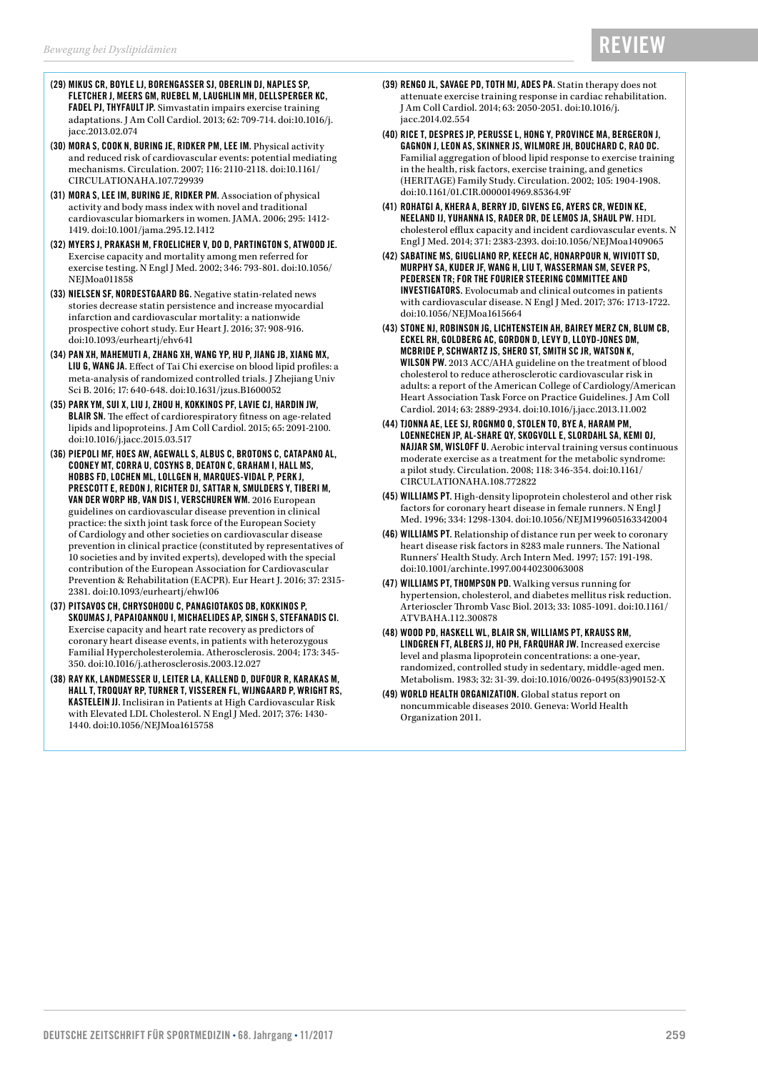(29) **MIKUS CR, BOYLE LJ, BORENGASSER SJ, OBERLIN DJ, NAPLES SP, FLETCHER J, MEERS GM, RUEBEL M, LAUGHLIN MH, DELLSPERGER KC, FADEL PJ, THYFAULT JP.** Simvastatin impairs exercise training adaptations. J Am Coll Cardiol. 2013; 62: 709-714. doi:10.1016/j.jacc.2013.02.074

(30) **MORA S, COOK N, BURING JE, RIDKER PM, LEE IM.** Physical activity and reduced risk of cardiovascular events: potential mediating mechanisms. Circulation. 2007; 116: 2110-2118. doi:10.1161/CIRCULATIONAHA.107.729939

(31) **MORA S, LEE IM, BURING JE, RIDKER PM.** Association of physical activity and body mass index with novel and traditional cardiovascular biomarkers in women. JAMA. 2006; 295: 1412-1419. doi:10.1001/jama.295.12.1412

(32) **MYERS J, PRAKASH M, FROELICHER V, DO D, PARTINGTON S, ATWOOD JE.** Exercise capacity and mortality among men referred for exercise testing. N Engl J Med. 2002; 346: 793-801. doi:10.1056/NEJMoa011858

(33) **NIELSEN SF, NORDESTGAARD BG.** Negative statin-related news stories decrease statin persistence and increase myocardial infarction and cardiovascular mortality: a nationwide prospective cohort study. Eur Heart J. 2016; 37: 908-916. doi:10.1093/eurheartj/ehv641

(34) **PAN XH, MAHEMUTI A, ZHANG XH, WANG YP, HU P, JIANG JB, XIANG MX, LIU G, WANG JA.** Effect of Tai Chi exercise on blood lipid profiles: a meta-analysis of randomized controlled trials. J Zhejiang Univ Sci B. 2016; 17: 640-648. doi:10.1631/jzus.B1600052

(35) **PARK YM, SUI X, LIU J, ZHOU H, KOKKINOS PF, LAVIE CJ, HARDIN JW, BLAIR SN.** The effect of cardiorespiratory fitness on age-related lipids and lipoproteins. J Am Coll Cardiol. 2015; 65: 2091-2100. doi:10.1016/j.jacc.2015.03.517

(36) **PIEPOLI MF, HOES AW, AGEWALL S, ALBUS C, BROTONS C, CATAPANO AL, COONEY MT, CORRA U, COSYNS B, DEATON C, GRAHAM I, HALL MS, HOBBS FD, LOCHEN ML, LOLLGEN H, MARQUES-VIDAL P, PERK J, PRESCOTT E, REDON J, RICHTER DJ, SATTAR N, SMULDERS Y, TIBERI M, VAN DER WORP HB, VAN DIS I, VERSCHUREN WM.** 2016 European guidelines on cardiovascular disease prevention in clinical practice: the sixth joint task force of the European Society of Cardiology and other societies on cardiovascular disease prevention in clinical practice (constituted by representatives of 10 societies and by invited experts), developed with the special contribution of the European Association for Cardiovascular Prevention & Rehabilitation (EACPR). Eur Heart J. 2016; 37: 2315-2381. doi:10.1093/eurheartj/ehw106

(37) **PITSAVOS CH, CHRYSOHOOU C, PANAGIOTAKOS DB, KOKKINOS P, SKOUMAS J, PAPAIOANNOU I, MICHAELIDES AP, SINGH S, STEFANADIS CI.** Exercise capacity and heart rate recovery as predictors of coronary heart disease events, in patients with heterozygous Familial Hypercholesterolemia. Atherosclerosis. 2004; 173: 345-350. doi:10.1016/j.atherosclerosis.2003.12.027

(38) **RAY KK, LANDMESSER U, LEITER LA, KALLEND D, DUFOUR R, KARAKAS M, HALL T, TROQUAY RP, TURNER T, VISSEREN FL, WIJNGAARD P, WRIGHT RS, KASTELEIN JJ.** Inclisiran in Patients at High Cardiovascular Risk with Elevated LDL Cholesterol. N Engl J Med. 2017; 376: 1430-1440. doi:10.1056/NEJMoa1615758

(39) **RENGO JL, SAVAGE PD, TOTH MJ, ADES PA.** Statin therapy does not attenuate exercise training response in cardiac rehabilitation. J Am Coll Cardiol. 2014; 63: 2050-2051. doi:10.1016/j.jacc.2014.02.554

(40) **RICE T, DESPRES JP, PERUSSE L, HONG Y, PROVINCE MA, BERGERON J, GAGNON J, LEON AS, SKINNER JS, WILMORE JH, BOUCHARD C, RAO DC.** Familial aggregation of blood lipid response to exercise training in the health, risk factors, exercise training, and genetics (HERITAGE) Family Study. Circulation. 2002; 105: 1904-1908. doi:10.1161/01.CIR.0000014969.85364.9F

(41) **ROHATGI A, KHERA A, BERRY JD, GIVENS EG, AYERS CR, WEDIN KE, NEELAND IJ, YUHANNA IS, RADER DR, DE LEMOS JA, SHAUL PW.** HDL cholesterol efflux capacity and incident cardiovascular events. N Engl J Med. 2014; 371: 2383-2393. doi:10.1056/NEJMoa1409065

(42) **SABATINE MS, GIUGLIANO RP, KEECH AC, HONARPOUR N, WIVIOTT SD, MURPHY SA, KUDER JF, WANG H, LIU T, WASSERMAN SM, SEVER PS, PEDERSEN TR; FOR THE FOURIER STEERING COMMITTEE AND INVESTIGATORS.** Evolocumab and clinical outcomes in patients with cardiovascular disease. N Engl J Med. 2017; 376: 1713-1722. doi:10.1056/NEJMoa1615664

(43) **STONE NJ, ROBINSON JG, LICHTENSTEIN AH, BAIREY MERZ CN, BLUM CB, ECKEL RH, GOLDBERG AC, GORDON D, LEVY D, LLOYD-JONES DM, MCBRIDE P, SCHWARTZ JS, SHERO ST, SMITH SC JR, WATSON K, WILSON PW.** 2013 ACC/AHA guideline on the treatment of blood cholesterol to reduce atherosclerotic cardiovascular risk in adults: a report of the American College of Cardiology/American Heart Association Task Force on Practice Guidelines. J Am Coll Cardiol. 2014; 63: 2889-2934. doi:10.1016/j.jacc.2013.11.002

(44) **TJONNA AE, LEE SJ, ROGNMO O, STOLEN TO, BYE A, HARAM PM, LOENNECHEN JP, AL-SHARE QY, SKOGVOLL E, SLORDAHL SA, KEMI OJ, NAJJAR SM, WISLOFF U.** Aerobic interval training versus continuous moderate exercise as a treatment for the metabolic syndrome: a pilot study. Circulation. 2008; 118: 346-354. doi:10.1161/CIRCULATIONAHA.108.772822

(45) **WILLIAMS PT.** High-density lipoprotein cholesterol and other risk factors for coronary heart disease in female runners. N Engl J Med. 1996; 334: 1298-1304. doi:10.1056/NEJM199605163342004

(46) **WILLIAMS PT.** Relationship of distance run per week to coronary heart disease risk factors in 8283 male runners. The National Runners' Health Study. Arch Intern Med. 1997; 157: 191-198. doi:10.1001/archinte.1997.00440230063008

(47) **WILLIAMS PT, THOMPSON PD.** Walking versus running for hypertension, cholesterol, and diabetes mellitus risk reduction. Arterioscler Thromb Vasc Biol. 2013; 33: 1085-1091. doi:10.1161/ATVBAHA.112.300878

(48) **WOOD PD, HASKELL WL, BLAIR SN, WILLIAMS PT, KRAUSS RM, LINDGREN FT, ALBERS JJ, HO PH, FARQUHAR JW.** Increased exercise level and plasma lipoprotein concentrations: a one-year, randomized, controlled study in sedentary, middle-aged men. Metabolism. 1983; 32: 31-39. doi:10.1016/0026-0495(83)90152-X

(49) **WORLD HEALTH ORGANIZATION.** Global status report on noncummicable diseases 2010. Geneva: World Health Organization 2011.